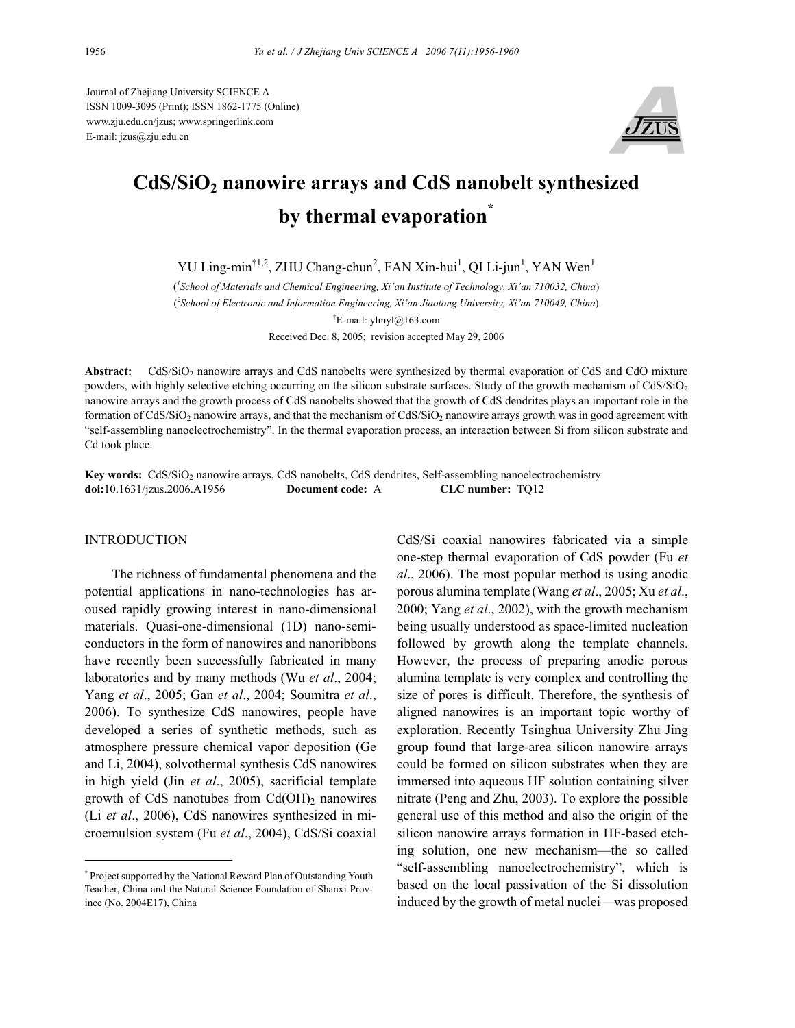Journal of Zhejiang University SCIENCE A
ISSN 1009-3095 (Print); ISSN 1862-1775 (Online)
www.zju.edu.cn/jzus; www.springerlink.com
E-mail: jzus@zju.edu.cn

# $CdS/SiO_2$ nanowire arrays and CdS nanobelt synthesized by thermal evaporation*

YU Ling-min[†1,2], ZHU Chang-chun[2], FAN Xin-hui[1], QI Li-jun[1], YAN Wen[1]

([1]*School of Materials and Chemical Engineering, Xi'an Institute of Technology, Xi'an 710032, China*)

([2]*School of Electronic and Information Engineering, Xi'an Jiaotong University, Xi'an 710049, China*)

[†]E-mail: ylmyl@163.com

Received Dec. 8, 2005; revision accepted May 29, 2006

**Abstract:** $CdS/SiO_2$ nanowire arrays and CdS nanobelts were synthesized by thermal evaporation of CdS and CdO mixture powders, with highly selective etching occurring on the silicon substrate surfaces. Study of the growth mechanism of $CdS/SiO_2$ nanowire arrays and the growth process of CdS nanobelts showed that the growth of CdS dendrites plays an important role in the formation of $CdS/SiO_2$ nanowire arrays, and that the mechanism of $CdS/SiO_2$ nanowire arrays growth was in good agreement with "self-assembling nanoelectrochemistry". In the thermal evaporation process, an interaction between Si from silicon substrate and Cd took place.

**Key words:** $CdS/SiO_2$ nanowire arrays, CdS nanobelts, CdS dendrites, Self-assembling nanoelectrochemistry
**doi:**10.1631/jzus.2006.A1956 **Document code:** A **CLC number:** TQ12

## INTRODUCTION

The richness of fundamental phenomena and the potential applications in nano-technologies has aroused rapidly growing interest in nano-dimensional materials. Quasi-one-dimensional (1D) nano-semiconductors in the form of nanowires and nanoribbons have recently been successfully fabricated in many laboratories and by many methods (Wu *et al*., 2004; Yang *et al*., 2005; Gan *et al*., 2004; Soumitra *et al*., 2006). To synthesize CdS nanowires, people have developed a series of synthetic methods, such as atmosphere pressure chemical vapor deposition (Ge and Li, 2004), solvothermal synthesis CdS nanowires in high yield (Jin *et al*., 2005), sacrificial template growth of CdS nanotubes from $Cd(OH)_2$ nanowires (Li *et al*., 2006), CdS nanowires synthesized in microemulsion system (Fu *et al*., 2004), CdS/Si coaxial nanowires fabricated via a simple one-step thermal evaporation of CdS powder (Fu *et al*., 2006). The most popular method is using anodic porous alumina template (Wang *et al*., 2005; Xu *et al*., 2000; Yang *et al*., 2002), with the growth mechanism being usually understood as space-limited nucleation followed by growth along the template channels. However, the process of preparing anodic porous alumina template is very complex and controlling the size of pores is difficult. Therefore, the synthesis of aligned nanowires is an important topic worthy of exploration. Recently Tsinghua University Zhu Jing group found that large-area silicon nanowire arrays could be formed on silicon substrates when they are immersed into aqueous HF solution containing silver nitrate (Peng and Zhu, 2003). To explore the possible general use of this method and also the origin of the silicon nanowire arrays formation in HF-based etching solution, one new mechanism—the so called "self-assembling nanoelectrochemistry", which is based on the local passivation of the Si dissolution induced by the growth of metal nuclei—was proposed

* Project supported by the National Reward Plan of Outstanding Youth Teacher, China and the Natural Science Foundation of Shanxi Province (No. 2004E17), China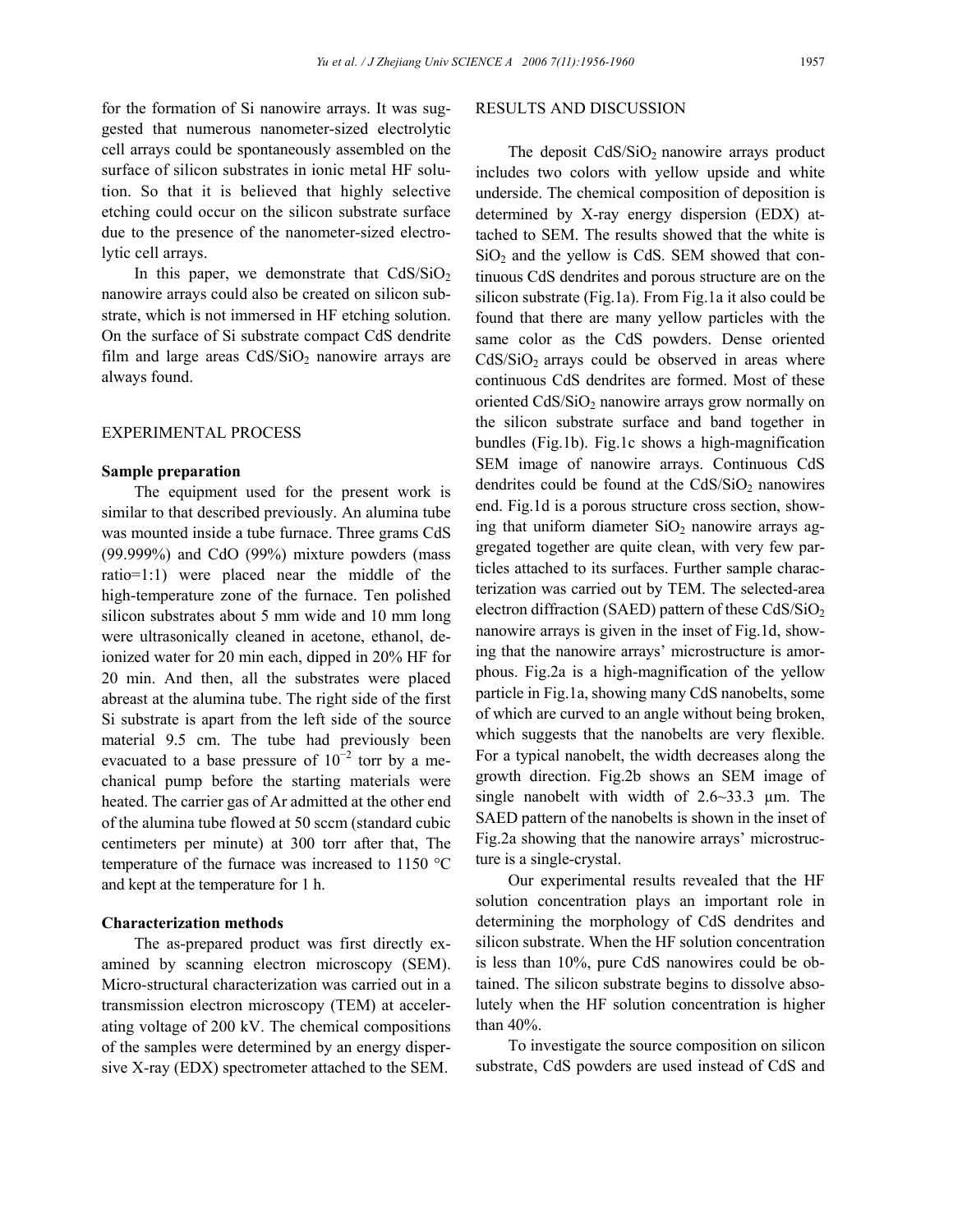for the formation of Si nanowire arrays. It was suggested that numerous nanometer-sized electrolytic cell arrays could be spontaneously assembled on the surface of silicon substrates in ionic metal HF solution. So that it is believed that highly selective etching could occur on the silicon substrate surface due to the presence of the nanometer-sized electrolytic cell arrays.

In this paper, we demonstrate that $CdS/SiO_2$ nanowire arrays could also be created on silicon substrate, which is not immersed in HF etching solution. On the surface of Si substrate compact CdS dendrite film and large areas $CdS/SiO_2$ nanowire arrays are always found.

## EXPERIMENTAL PROCESS

### Sample preparation

The equipment used for the present work is similar to that described previously. An alumina tube was mounted inside a tube furnace. Three grams CdS (99.999%) and CdO (99%) mixture powders (mass ratio=1:1) were placed near the middle of the high-temperature zone of the furnace. Ten polished silicon substrates about 5 mm wide and 10 mm long were ultrasonically cleaned in acetone, ethanol, deionized water for 20 min each, dipped in 20% HF for 20 min. And then, all the substrates were placed abreast at the alumina tube. The right side of the first Si substrate is apart from the left side of the source material 9.5 cm. The tube had previously been evacuated to a base pressure of $10^{-2}$ torr by a mechanical pump before the starting materials were heated. The carrier gas of Ar admitted at the other end of the alumina tube flowed at 50 sccm (standard cubic centimeters per minute) at 300 torr after that, The temperature of the furnace was increased to 1150 °C and kept at the temperature for 1 h.

### Characterization methods

The as-prepared product was first directly examined by scanning electron microscopy (SEM). Micro-structural characterization was carried out in a transmission electron microscopy (TEM) at accelerating voltage of 200 kV. The chemical compositions of the samples were determined by an energy dispersive X-ray (EDX) spectrometer attached to the SEM.

## RESULTS AND DISCUSSION

The deposit $CdS/SiO_2$ nanowire arrays product includes two colors with yellow upside and white underside. The chemical composition of deposition is determined by X-ray energy dispersion (EDX) attached to SEM. The results showed that the white is $SiO_2$ and the yellow is CdS. SEM showed that continuous CdS dendrites and porous structure are on the silicon substrate (Fig.1a). From Fig.1a it also could be found that there are many yellow particles with the same color as the CdS powders. Dense oriented $CdS/SiO_2$ arrays could be observed in areas where continuous CdS dendrites are formed. Most of these oriented $CdS/SiO_2$ nanowire arrays grow normally on the silicon substrate surface and band together in bundles (Fig.1b). Fig.1c shows a high-magnification SEM image of nanowire arrays. Continuous CdS dendrites could be found at the $CdS/SiO_2$ nanowires end. Fig.1d is a porous structure cross section, showing that uniform diameter $SiO_2$ nanowire arrays aggregated together are quite clean, with very few particles attached to its surfaces. Further sample characterization was carried out by TEM. The selected-area electron diffraction (SAED) pattern of these $CdS/SiO_2$ nanowire arrays is given in the inset of Fig.1d, showing that the nanowire arrays' microstructure is amorphous. Fig.2a is a high-magnification of the yellow particle in Fig.1a, showing many CdS nanobelts, some of which are curved to an angle without being broken, which suggests that the nanobelts are very flexible. For a typical nanobelt, the width decreases along the growth direction. Fig.2b shows an SEM image of single nanobelt with width of 2.6~33.3 μm. The SAED pattern of the nanobelts is shown in the inset of Fig.2a showing that the nanowire arrays' microstructure is a single-crystal.

Our experimental results revealed that the HF solution concentration plays an important role in determining the morphology of CdS dendrites and silicon substrate. When the HF solution concentration is less than 10%, pure CdS nanowires could be obtained. The silicon substrate begins to dissolve absolutely when the HF solution concentration is higher than 40%.

To investigate the source composition on silicon substrate, CdS powders are used instead of CdS and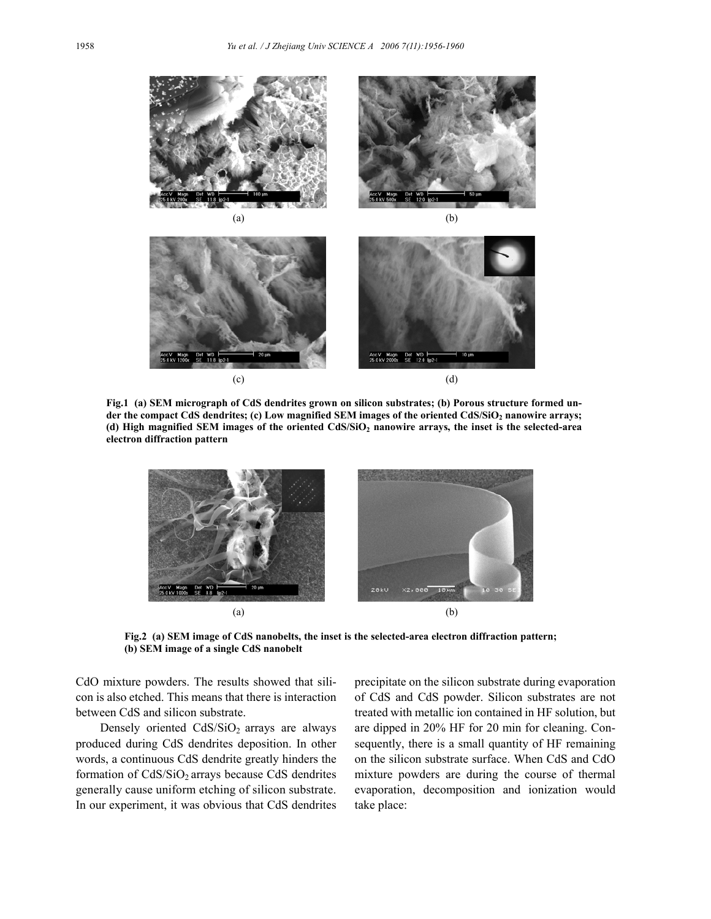Fig.1 (a) SEM micrograph of CdS dendrites grown on silicon substrates; (b) Porous structure formed under the compact CdS dendrites; (c) Low magnified SEM images of the oriented $CdS/SiO_2$ nanowire arrays; (d) High magnified SEM images of the oriented $CdS/SiO_2$ nanowire arrays, the inset is the selected-area electron diffraction pattern

Fig.2 (a) SEM image of CdS nanobelts, the inset is the selected-area electron diffraction pattern; (b) SEM image of a single CdS nanobelt

CdO mixture powders. The results showed that silicon is also etched. This means that there is interaction between CdS and silicon substrate.

Densely oriented $CdS/SiO_2$ arrays are always produced during CdS dendrites deposition. In other words, a continuous CdS dendrite greatly hinders the formation of $CdS/SiO_2$ arrays because CdS dendrites generally cause uniform etching of silicon substrate. In our experiment, it was obvious that CdS dendrites precipitate on the silicon substrate during evaporation of CdS and CdS powder. Silicon substrates are not treated with metallic ion contained in HF solution, but are dipped in 20% HF for 20 min for cleaning. Consequently, there is a small quantity of HF remaining on the silicon substrate surface. When CdS and CdO mixture powders are during the course of thermal evaporation, decomposition and ionization would take place: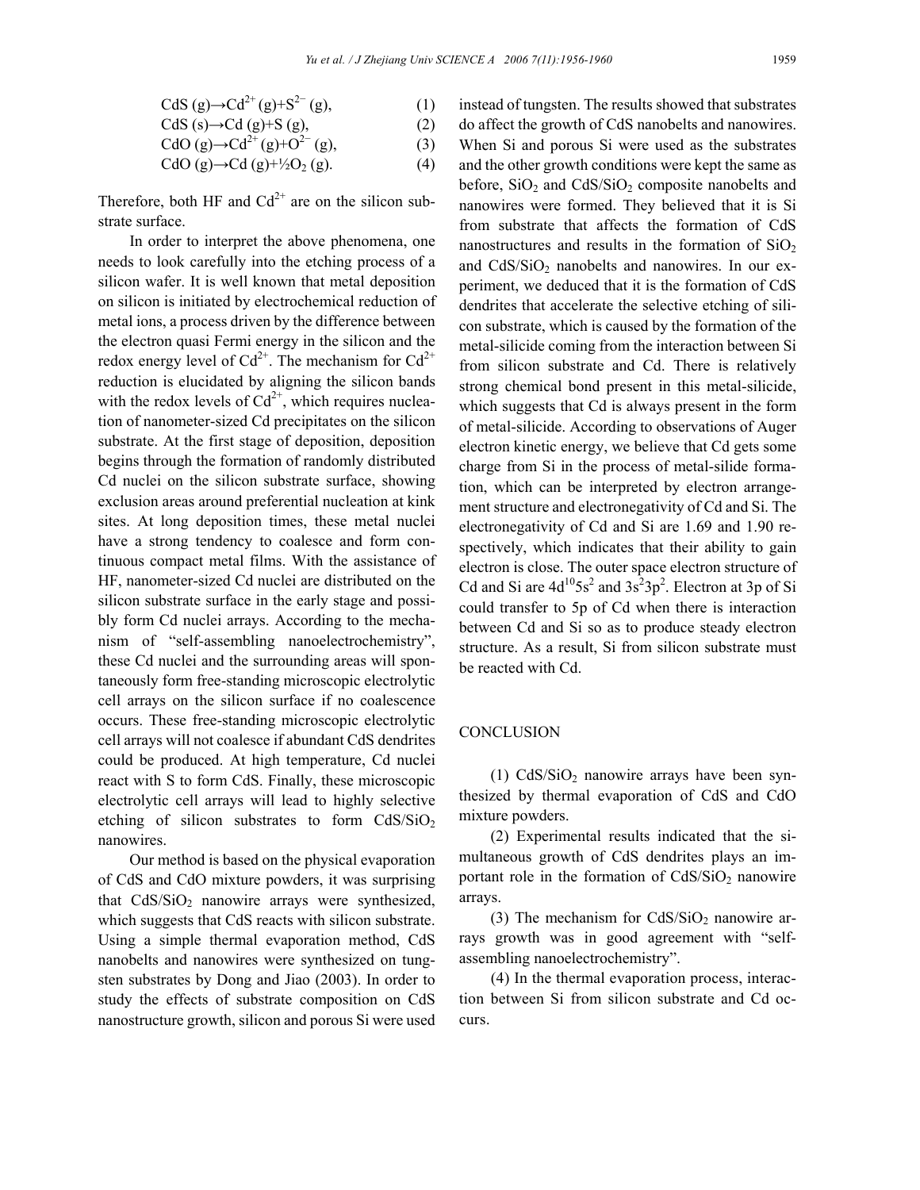$$CdS\ (g) \rightarrow Cd^{2+}\ (g) + S^{2-}\ (g), \quad (1)$$

$$CdS\ (s) \rightarrow Cd\ (g) + S\ (g), \quad (2)$$

$$CdO\ (g) \rightarrow Cd^{2+}\ (g) + O^{2-}\ (g), \quad (3)$$

$$CdO\ (g) \rightarrow Cd\ (g) + \frac{1}{2}O_2\ (g). \quad (4)$$

Therefore, both HF and $Cd^{2+}$ are on the silicon substrate surface.

In order to interpret the above phenomena, one needs to look carefully into the etching process of a silicon wafer. It is well known that metal deposition on silicon is initiated by electrochemical reduction of metal ions, a process driven by the difference between the electron quasi Fermi energy in the silicon and the redox energy level of $Cd^{2+}$. The mechanism for $Cd^{2+}$ reduction is elucidated by aligning the silicon bands with the redox levels of $Cd^{2+}$, which requires nucleation of nanometer-sized Cd precipitates on the silicon substrate. At the first stage of deposition, deposition begins through the formation of randomly distributed Cd nuclei on the silicon substrate surface, showing exclusion areas around preferential nucleation at kink sites. At long deposition times, these metal nuclei have a strong tendency to coalesce and form continuous compact metal films. With the assistance of HF, nanometer-sized Cd nuclei are distributed on the silicon substrate surface in the early stage and possibly form Cd nuclei arrays. According to the mechanism of "self-assembling nanoelectrochemistry", these Cd nuclei and the surrounding areas will spontaneously form free-standing microscopic electrolytic cell arrays on the silicon surface if no coalescence occurs. These free-standing microscopic electrolytic cell arrays will not coalesce if abundant CdS dendrites could be produced. At high temperature, Cd nuclei react with S to form CdS. Finally, these microscopic electrolytic cell arrays will lead to highly selective etching of silicon substrates to form $CdS/SiO_2$ nanowires.

Our method is based on the physical evaporation of CdS and CdO mixture powders, it was surprising that $CdS/SiO_2$ nanowire arrays were synthesized, which suggests that CdS reacts with silicon substrate. Using a simple thermal evaporation method, CdS nanobelts and nanowires were synthesized on tungsten substrates by Dong and Jiao (2003). In order to study the effects of substrate composition on CdS nanostructure growth, silicon and porous Si were used instead of tungsten. The results showed that substrates do affect the growth of CdS nanobelts and nanowires. When Si and porous Si were used as the substrates and the other growth conditions were kept the same as before, $SiO_2$ and $CdS/SiO_2$ composite nanobelts and nanowires were formed. They believed that it is Si from substrate that affects the formation of CdS nanostructures and results in the formation of $SiO_2$ and $CdS/SiO_2$ nanobelts and nanowires. In our experiment, we deduced that it is the formation of CdS dendrites that accelerate the selective etching of silicon substrate, which is caused by the formation of the metal-silicide coming from the interaction between Si from silicon substrate and Cd. There is relatively strong chemical bond present in this metal-silicide, which suggests that Cd is always present in the form of metal-silicide. According to observations of Auger electron kinetic energy, we believe that Cd gets some charge from Si in the process of metal-silide formation, which can be interpreted by electron arrangement structure and electronegativity of Cd and Si. The electronegativity of Cd and Si are 1.69 and 1.90 respectively, which indicates that their ability to gain electron is close. The outer space electron structure of Cd and Si are $4d^{10}5s^2$ and $3s^23p^2$. Electron at 3p of Si could transfer to 5p of Cd when there is interaction between Cd and Si so as to produce steady electron structure. As a result, Si from silicon substrate must be reacted with Cd.

## CONCLUSION

(1) $CdS/SiO_2$ nanowire arrays have been synthesized by thermal evaporation of CdS and CdO mixture powders.

(2) Experimental results indicated that the simultaneous growth of CdS dendrites plays an important role in the formation of $CdS/SiO_2$ nanowire arrays.

(3) The mechanism for $CdS/SiO_2$ nanowire arrays growth was in good agreement with "self-assembling nanoelectrochemistry".

(4) In the thermal evaporation process, interaction between Si from silicon substrate and Cd occurs.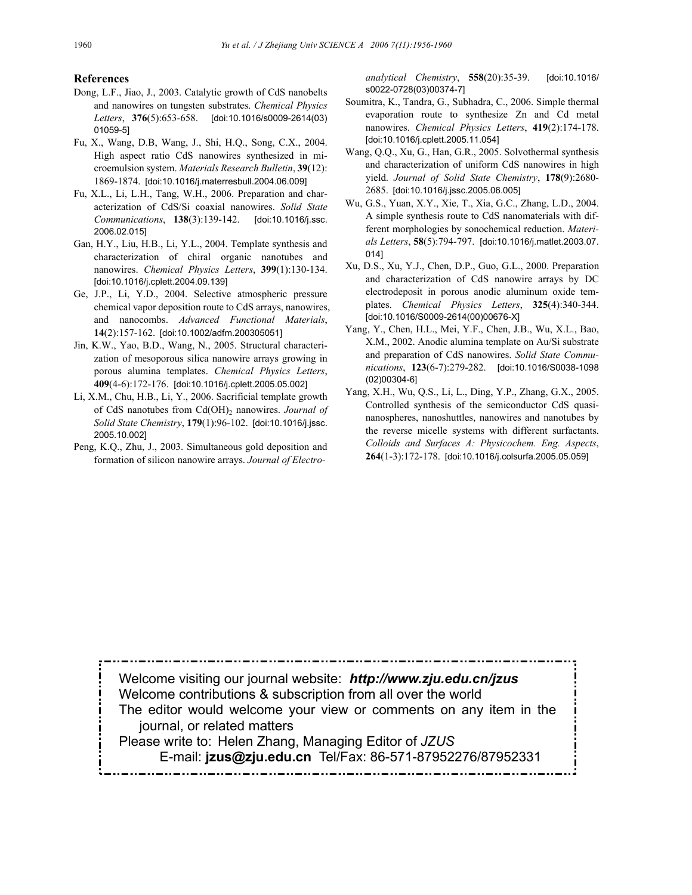## References

Dong, L.F., Jiao, J., 2003. Catalytic growth of CdS nanobelts and nanowires on tungsten substrates. *Chemical Physics Letters*, **376**(5):653-658. [doi:10.1016/s0009-2614(03)01059-5]

Fu, X., Wang, D.B, Wang, J., Shi, H.Q., Song, C.X., 2004. High aspect ratio CdS nanowires synthesized in microemulsion system. *Materials Research Bulletin*, **39**(12):1869-1874. [doi:10.1016/j.materresbull.2004.06.009]

Fu, X.L., Li, L.H., Tang, W.H., 2006. Preparation and characterization of CdS/Si coaxial nanowires. *Solid State Communications*, **138**(3):139-142. [doi:10.1016/j.ssc.2006.02.015]

Gan, H.Y., Liu, H.B., Li, Y.L., 2004. Template synthesis and characterization of chiral organic nanotubes and nanowires. *Chemical Physics Letters*, **399**(1):130-134. [doi:10.1016/j.cplett.2004.09.139]

Ge, J.P., Li, Y.D., 2004. Selective atmospheric pressure chemical vapor deposition route to CdS arrays, nanowires, and nanocombs. *Advanced Functional Materials*, **14**(2):157-162. [doi:10.1002/adfm.200305051]

Jin, K.W., Yao, B.D., Wang, N., 2005. Structural characterization of mesoporous silica nanowire arrays growing in porous alumina templates. *Chemical Physics Letters*, **409**(4-6):172-176. [doi:10.1016/j.cplett.2005.05.002]

Li, X.M., Chu, H.B., Li, Y., 2006. Sacrificial template growth of CdS nanotubes from $Cd(OH)_2$ nanowires. *Journal of Solid State Chemistry*, **179**(1):96-102. [doi:10.1016/j.jssc.2005.10.002]

Peng, K.Q., Zhu, J., 2003. Simultaneous gold deposition and formation of silicon nanowire arrays. *Journal of Electroanalytical Chemistry*, **558**(20):35-39. [doi:10.1016/s0022-0728(03)00374-7]

Soumitra, K., Tandra, G., Subhadra, C., 2006. Simple thermal evaporation route to synthesize Zn and Cd metal nanowires. *Chemical Physics Letters*, **419**(2):174-178. [doi:10.1016/j.cplett.2005.11.054]

Wang, Q.Q., Xu, G., Han, G.R., 2005. Solvothermal synthesis and characterization of uniform CdS nanowires in high yield. *Journal of Solid State Chemistry*, **178**(9):2680-2685. [doi:10.1016/j.jssc.2005.06.005]

Wu, G.S., Yuan, X.Y., Xie, T., Xia, G.C., Zhang, L.D., 2004. A simple synthesis route to CdS nanomaterials with different morphologies by sonochemical reduction. *Materials Letters*, **58**(5):794-797. [doi:10.1016/j.matlet.2003.07.014]

Xu, D.S., Xu, Y.J., Chen, D.P., Guo, G.L., 2000. Preparation and characterization of CdS nanowire arrays by DC electrodeposit in porous anodic aluminum oxide templates. *Chemical Physics Letters*, **325**(4):340-344. [doi:10.1016/S0009-2614(00)00676-X]

Yang, Y., Chen, H.L., Mei, Y.F., Chen, J.B., Wu, X.L., Bao, X.M., 2002. Anodic alumina template on Au/Si substrate and preparation of CdS nanowires. *Solid State Communications*, **123**(6-7):279-282. [doi:10.1016/S0038-1098(02)00304-6]

Yang, X.H., Wu, Q.S., Li, L., Ding, Y.P., Zhang, G.X., 2005. Controlled synthesis of the semiconductor CdS quasi-nanospheres, nanoshuttles, nanowires and nanotubes by the reverse micelle systems with different surfactants. *Colloids and Surfaces A: Physicochem. Eng. Aspects*, **264**(1-3):172-178. [doi:10.1016/j.colsurfa.2005.05.059]

Welcome visiting our journal website: ***http://www.zju.edu.cn/jzus***
Welcome contributions & subscription from all over the world
The editor would welcome your view or comments on any item in the journal, or related matters
Please write to: Helen Zhang, Managing Editor of *JZUS*
E-mail: **jzus@zju.edu.cn** Tel/Fax: 86-571-87952276/87952331